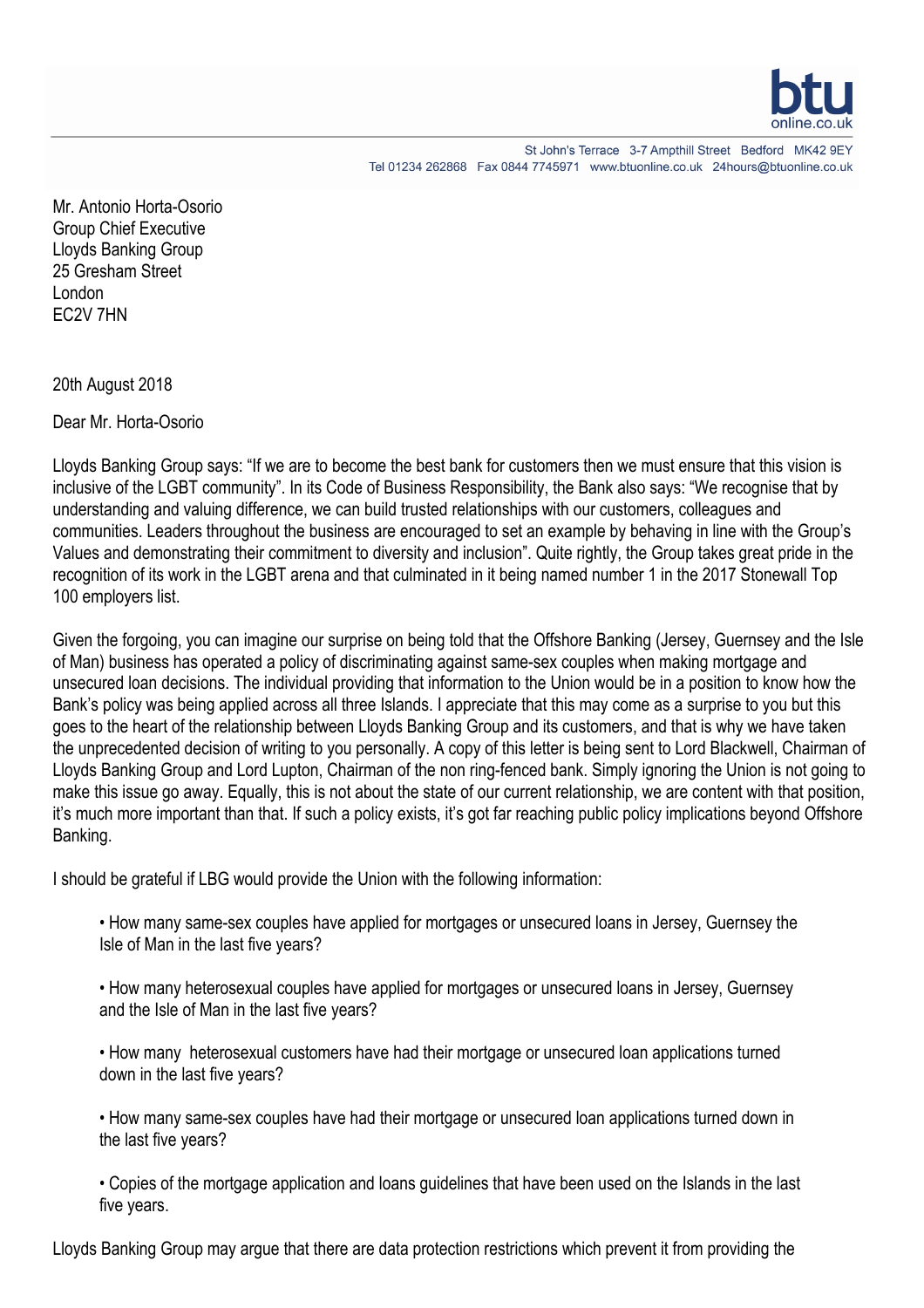btu
online.co.uk

St John's Terrace 3-7 Ampthill Street Bedford MK42 9EY
Tel 01234 262868 Fax 0844 7745971 www.btuonline.co.uk 24hours@btuonline.co.uk

Mr. Antonio Horta-Osorio
Group Chief Executive
Lloyds Banking Group
25 Gresham Street
London
EC2V 7HN

20th August 2018

Dear Mr. Horta-Osorio

Lloyds Banking Group says: "If we are to become the best bank for customers then we must ensure that this vision is inclusive of the LGBT community". In its Code of Business Responsibility, the Bank also says: "We recognise that by understanding and valuing difference, we can build trusted relationships with our customers, colleagues and communities. Leaders throughout the business are encouraged to set an example by behaving in line with the Group's Values and demonstrating their commitment to diversity and inclusion". Quite rightly, the Group takes great pride in the recognition of its work in the LGBT arena and that culminated in it being named number 1 in the 2017 Stonewall Top 100 employers list.

Given the forgoing, you can imagine our surprise on being told that the Offshore Banking (Jersey, Guernsey and the Isle of Man) business has operated a policy of discriminating against same-sex couples when making mortgage and unsecured loan decisions. The individual providing that information to the Union would be in a position to know how the Bank's policy was being applied across all three Islands. I appreciate that this may come as a surprise to you but this goes to the heart of the relationship between Lloyds Banking Group and its customers, and that is why we have taken the unprecedented decision of writing to you personally. A copy of this letter is being sent to Lord Blackwell, Chairman of Lloyds Banking Group and Lord Lupton, Chairman of the non ring-fenced bank. Simply ignoring the Union is not going to make this issue go away. Equally, this is not about the state of our current relationship, we are content with that position, it's much more important than that. If such a policy exists, it's got far reaching public policy implications beyond Offshore Banking.

I should be grateful if LBG would provide the Union with the following information:

- How many same-sex couples have applied for mortgages or unsecured loans in Jersey, Guernsey the Isle of Man in the last five years?
- How many heterosexual couples have applied for mortgages or unsecured loans in Jersey, Guernsey and the Isle of Man in the last five years?
- How many heterosexual customers have had their mortgage or unsecured loan applications turned down in the last five years?
- How many same-sex couples have had their mortgage or unsecured loan applications turned down in the last five years?
- Copies of the mortgage application and loans guidelines that have been used on the Islands in the last five years.

Lloyds Banking Group may argue that there are data protection restrictions which prevent it from providing the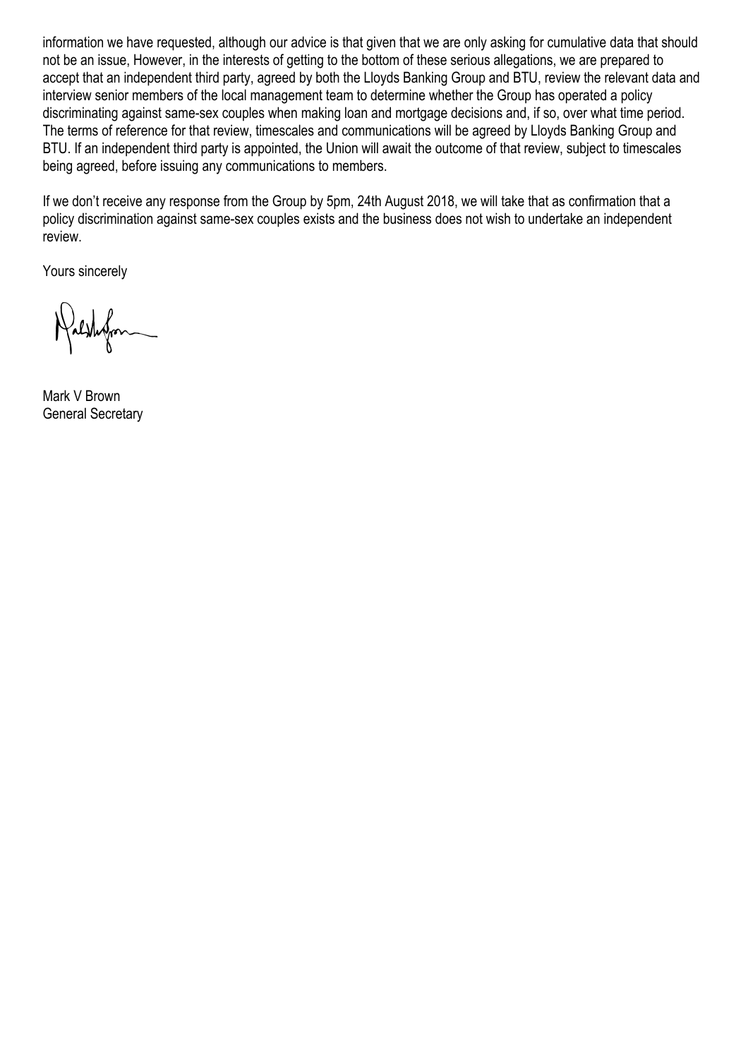information we have requested, although our advice is that given that we are only asking for cumulative data that should not be an issue, However, in the interests of getting to the bottom of these serious allegations, we are prepared to accept that an independent third party, agreed by both the Lloyds Banking Group and BTU, review the relevant data and interview senior members of the local management team to determine whether the Group has operated a policy discriminating against same-sex couples when making loan and mortgage decisions and, if so, over what time period. The terms of reference for that review, timescales and communications will be agreed by Lloyds Banking Group and BTU. If an independent third party is appointed, the Union will await the outcome of that review, subject to timescales being agreed, before issuing any communications to members.

If we don't receive any response from the Group by 5pm, 24th August 2018, we will take that as confirmation that a policy discrimination against same-sex couples exists and the business does not wish to undertake an independent review.

Yours sincerely

Mark V Brown
General Secretary